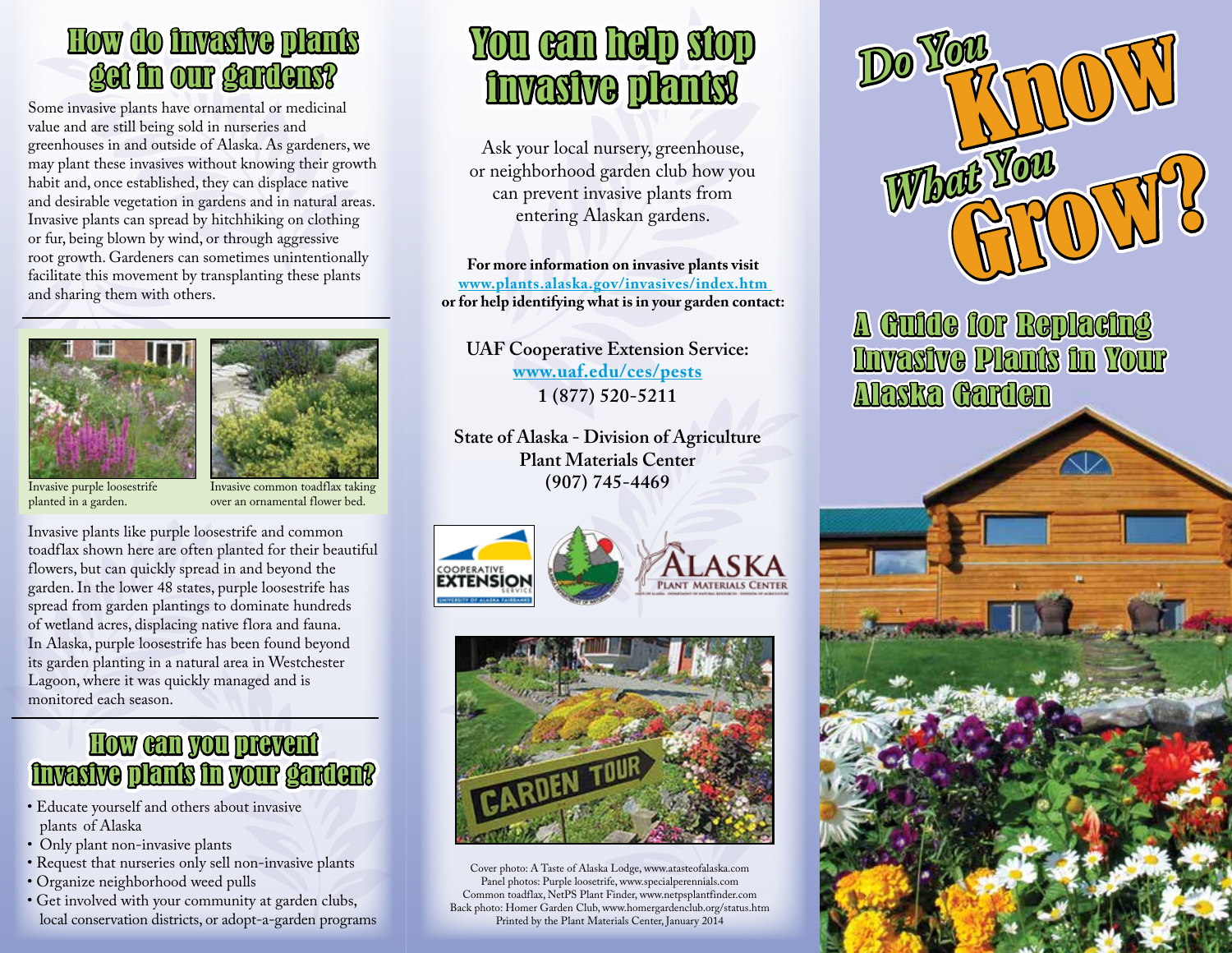## How do invasive plants get in our gardens?

Some invasive plants have ornamental or medicinal value and are still being sold in nurseries and greenhouses in and outside of Alaska. As gardeners, we may plant these invasives without knowing their growth habit and, once established, they can displace native and desirable vegetation in gardens and in natural areas. Invasive plants can spread by hitchhiking on clothing or fur, being blown by wind, or through aggressive root growth. Gardeners can sometimes unintentionally facilitate this movement by transplanting these plants and sharing them with others.

Invasive purple loosestrife planted in a garden.

Invasive common toadflax taking over an ornamental flower bed.

Invasive plants like purple loosestrife and common toadflax shown here are often planted for their beautiful flowers, but can quickly spread in and beyond the garden. In the lower 48 states, purple loosestrife has spread from garden plantings to dominate hundreds of wetland acres, displacing native flora and fauna. In Alaska, purple loosestrife has been found beyond its garden planting in a natural area in Westchester Lagoon, where it was quickly managed and is monitored each season.

## How can you prevent invasive plants in your garden?

- Educate yourself and others about invasive plants of Alaska
- Only plant non-invasive plants
- Request that nurseries only sell non-invasive plants
- Organize neighborhood weed pulls
- Get involved with your community at garden clubs, local conservation districts, or adopt-a-garden programs

## You can help stop invasive plants!

Ask your local nursery, greenhouse, or neighborhood garden club how you can prevent invasive plants from entering Alaskan gardens.

**For more information on invasive plants visit www.plants.alaska.gov/invasives/index.htm or for help identifying what is in your garden contact:**

**UAF Cooperative Extension Service:**
**www.uaf.edu/ces/pests**
**1 (877) 520-5211**

**State of Alaska - Division of Agriculture**
**Plant Materials Center**
**(907) 745-4469**

Cover photo: A Taste of Alaska Lodge, www.atasteofalaska.com
Panel photos: Purple loosetrife, www.specialperennials.com
Common toadflax, NetPS Plant Finder, www.netpsplantfinder.com
Back photo: Homer Garden Club, www.homergardenclub.org/status.htm
Printed by the Plant Materials Center, January 2014

# Do You Know What You Grow?

## A Guide for Replacing Invasive Plants in Your Alaska Garden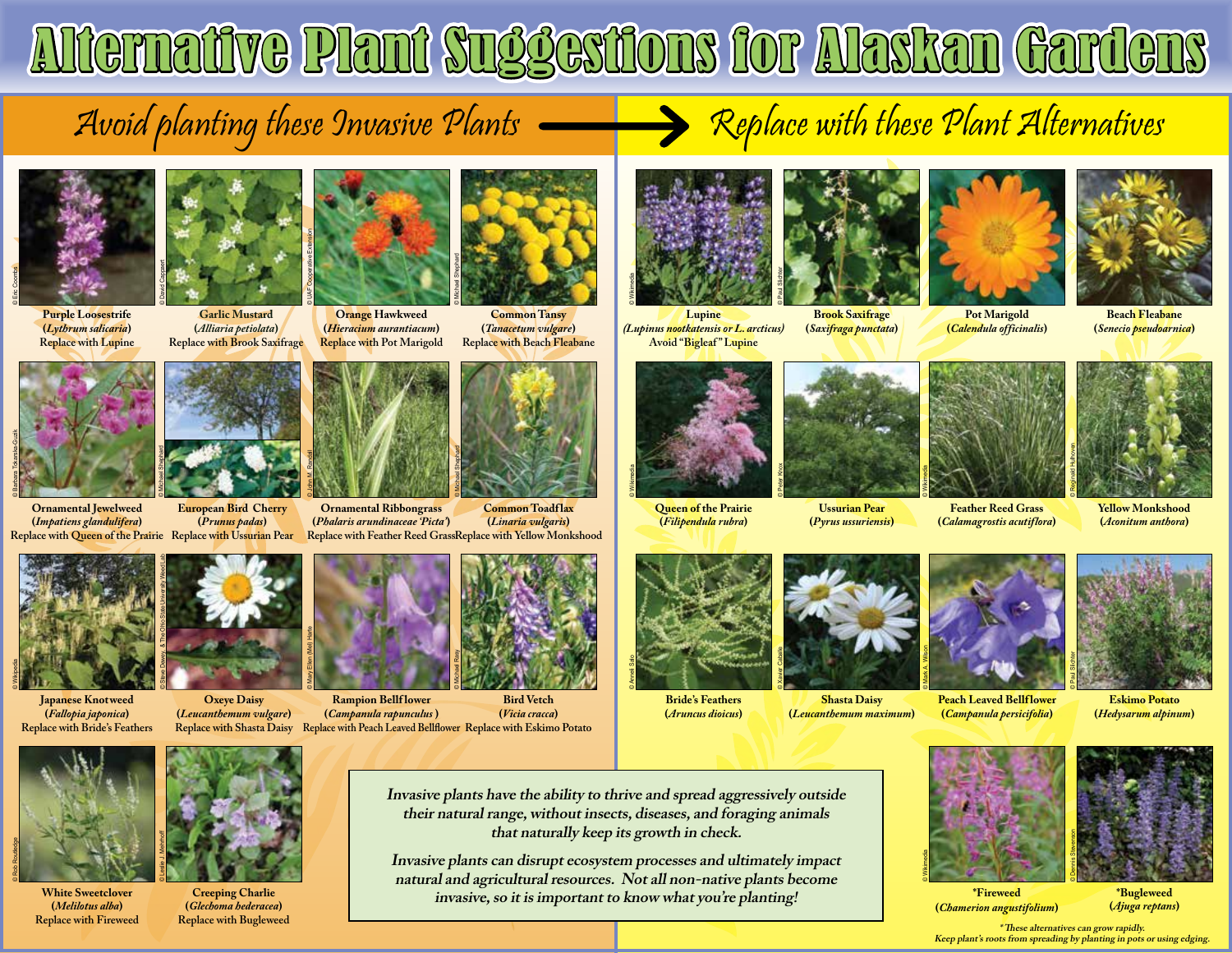# Alternative Plant Suggestions for Alaskan Gardens

## Avoid planting these Invasive Plants → Replace with these Plant Alternatives

### Avoid planting these Invasive Plants

**Purple Loosestrife**
(*Lythrum salicaria*)
Replace with Lupine

**Garlic Mustard**
(*Alliaria petiolata*)
Replace with Brook Saxifrage

**Orange Hawkweed**
(*Hieracium aurantiacum*)
Replace with Pot Marigold

**Common Tansy**
(*Tanacetum vulgare*)
Replace with Beach Fleabane

**Ornamental Jewelweed**
(*Impatiens glandulifera*)
Replace with Queen of the Prairie

**European Bird Cherry**
(*Prunus padas*)
Replace with Ussurian Pear

**Ornamental Ribbongrass**
(*Phalaris arundinaceae 'Picta'*)
Replace with Feather Reed Grass

**Common Toadflax**
(*Linaria vulgaris*)
Replace with Yellow Monkshood

**Japanese Knotweed**
(*Fallopia japonica*)
Replace with Bride's Feathers

**Oxeye Daisy**
(*Leucanthemum vulgare*)
Replace with Shasta Daisy

**Rampion Bellflower**
(*Campanula rapunculus*)
Replace with Peach Leaved Bellflower

**Bird Vetch**
(*Vicia cracca*)
Replace with Eskimo Potato

**White Sweetclover**
(*Melilotus alba*)
Replace with Fireweed

**Creeping Charlie**
(*Glechoma hederacea*)
Replace with Bugleweed

### Replace with these Plant Alternatives

**Lupine**
(*Lupinus nootkatensis or L. arcticus*)
Avoid "Bigleaf" Lupine

**Brook Saxifrage**
(*Saxifraga punctata*)

**Pot Marigold**
(*Calendula officinalis*)

**Beach Fleabane**
(*Senecio pseudoarnica*)

**Queen of the Prairie**
(*Filipendula rubra*)

**Ussurian Pear**
(*Pyrus ussuriensis*)

**Feather Reed Grass**
(*Calamagrostis acutiflora*)

**Yellow Monkshood**
(*Aconitum anthora*)

**Bride's Feathers**
(*Aruncus dioicus*)

**Shasta Daisy**
(*Leucanthemum maximum*)

**Peach Leaved Bellflower**
(*Campanula persicifolia*)

**Eskimo Potato**
(*Hedysarum alpinum*)

**\*Fireweed**
(*Chamerion angustifolium*)

**\*Bugleweed**
(*Ajuga reptans*)

*These alternatives can grow rapidly. Keep plant's roots from spreading by planting in pots or using edging.

---

*Invasive plants have the ability to thrive and spread aggressively outside their natural range, without insects, diseases, and foraging animals that naturally keep its growth in check.*

*Invasive plants can disrupt ecosystem processes and ultimately impact natural and agricultural resources. Not all non-native plants become invasive, so it is important to know what you're planting!*